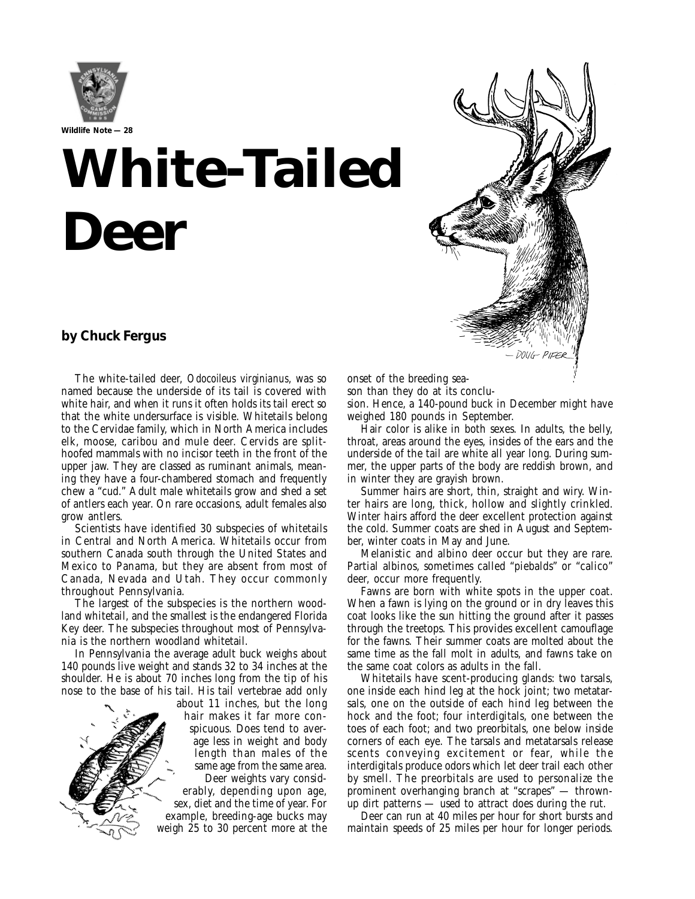Wildlife Note — 28

# White-Tailed Deer

**by Chuck Fergus**

The white-tailed deer, *Odocoileus virginianus*, was so named because the underside of its tail is covered with white hair, and when it runs it often holds its tail erect so that the white undersurface is visible. Whitetails belong to the Cervidae family, which in North America includes elk, moose, caribou and mule deer. Cervids are split-hoofed mammals with no incisor teeth in the front of the upper jaw. They are classed as ruminant animals, meaning they have a four-chambered stomach and frequently chew a "cud." Adult male whitetails grow and shed a set of antlers each year. On rare occasions, adult females also grow antlers.

Scientists have identified 30 subspecies of whitetails in Central and North America. Whitetails occur from southern Canada south through the United States and Mexico to Panama, but they are absent from most of Canada, Nevada and Utah. They occur commonly throughout Pennsylvania.

The largest of the subspecies is the northern woodland whitetail, and the smallest is the endangered Florida Key deer. The subspecies throughout most of Pennsylvania is the northern woodland whitetail.

In Pennsylvania the average adult buck weighs about 140 pounds live weight and stands 32 to 34 inches at the shoulder. He is about 70 inches long from the tip of his nose to the base of his tail. His tail vertebrae add only about 11 inches, but the long hair makes it far more conspicuous. Does tend to average less in weight and body length than males of the same age from the same area.

Deer weights vary considerably, depending upon age, sex, diet and the time of year. For example, breeding-age bucks may weigh 25 to 30 percent more at the onset of the breeding season than they do at its conclusion. Hence, a 140-pound buck in December might have weighed 180 pounds in September.

Hair color is alike in both sexes. In adults, the belly, throat, areas around the eyes, insides of the ears and the underside of the tail are white all year long. During summer, the upper parts of the body are reddish brown, and in winter they are grayish brown.

Summer hairs are short, thin, straight and wiry. Winter hairs are long, thick, hollow and slightly crinkled. Winter hairs afford the deer excellent protection against the cold. Summer coats are shed in August and September, winter coats in May and June.

Melanistic and albino deer occur but they are rare. Partial albinos, sometimes called "piebalds" or "calico" deer, occur more frequently.

Fawns are born with white spots in the upper coat. When a fawn is lying on the ground or in dry leaves this coat looks like the sun hitting the ground after it passes through the treetops. This provides excellent camouflage for the fawns. Their summer coats are molted about the same time as the fall molt in adults, and fawns take on the same coat colors as adults in the fall.

Whitetails have scent-producing glands: two tarsals, one inside each hind leg at the hock joint; two metatarsals, one on the outside of each hind leg between the hock and the foot; four interdigitals, one between the toes of each foot; and two preorbitals, one below inside corners of each eye. The tarsals and metatarsals release scents conveying excitement or fear, while the interdigitals produce odors which let deer trail each other by smell. The preorbitals are used to personalize the prominent overhanging branch at "scrapes" — thrown-up dirt patterns — used to attract does during the rut.

Deer can run at 40 miles per hour for short bursts and maintain speeds of 25 miles per hour for longer periods.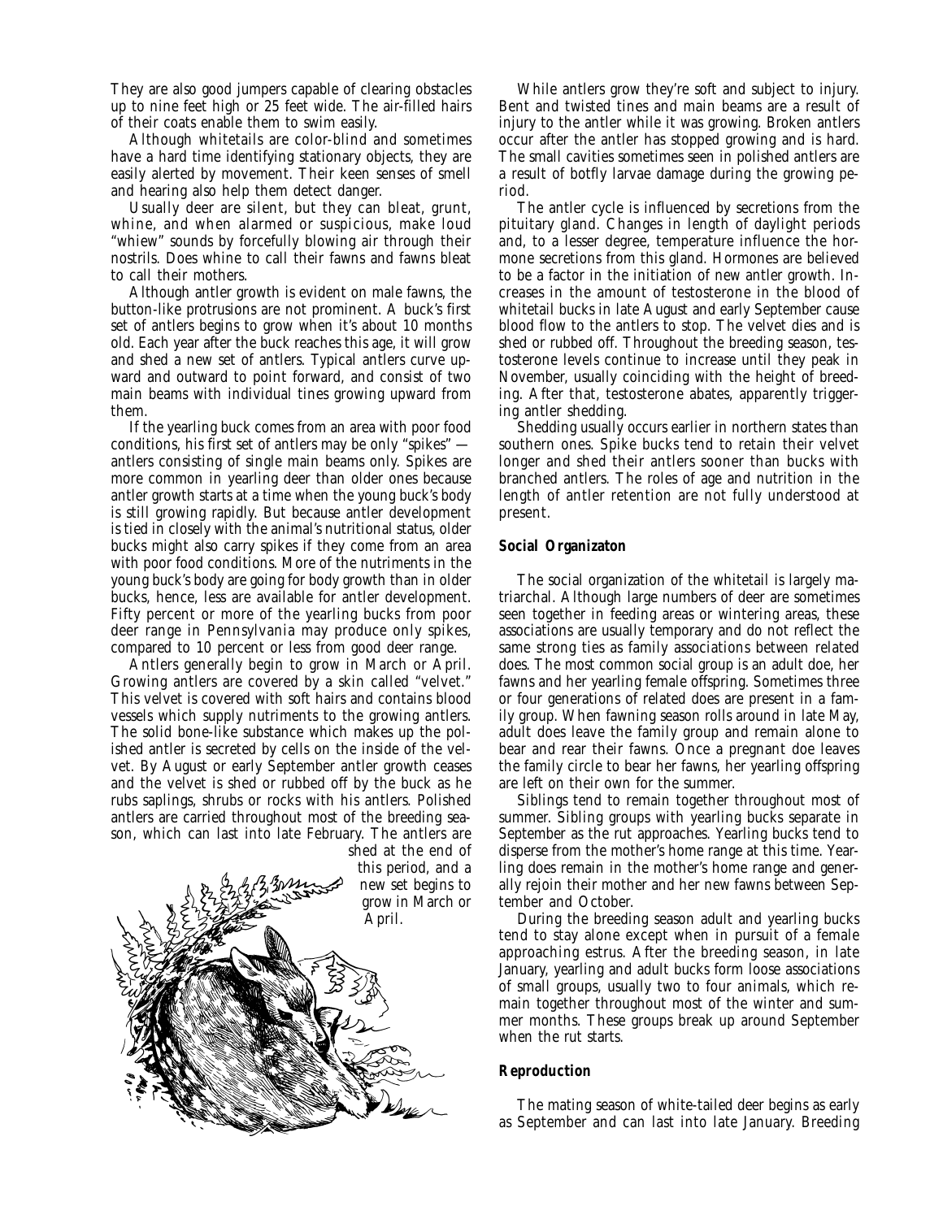They are also good jumpers capable of clearing obstacles up to nine feet high or 25 feet wide. The air-filled hairs of their coats enable them to swim easily.

Although whitetails are color-blind and sometimes have a hard time identifying stationary objects, they are easily alerted by movement. Their keen senses of smell and hearing also help them detect danger.

Usually deer are silent, but they can bleat, grunt, whine, and when alarmed or suspicious, make loud "whiew" sounds by forcefully blowing air through their nostrils. Does whine to call their fawns and fawns bleat to call their mothers.

Although antler growth is evident on male fawns, the button-like protrusions are not prominent. A buck's first set of antlers begins to grow when it's about 10 months old. Each year after the buck reaches this age, it will grow and shed a new set of antlers. Typical antlers curve upward and outward to point forward, and consist of two main beams with individual tines growing upward from them.

If the yearling buck comes from an area with poor food conditions, his first set of antlers may be only "spikes" — antlers consisting of single main beams only. Spikes are more common in yearling deer than older ones because antler growth starts at a time when the young buck's body is still growing rapidly. But because antler development is tied in closely with the animal's nutritional status, older bucks might also carry spikes if they come from an area with poor food conditions. More of the nutriments in the young buck's body are going for body growth than in older bucks, hence, less are available for antler development. Fifty percent or more of the yearling bucks from poor deer range in Pennsylvania may produce only spikes, compared to 10 percent or less from good deer range.

Antlers generally begin to grow in March or April. Growing antlers are covered by a skin called "velvet." This velvet is covered with soft hairs and contains blood vessels which supply nutriments to the growing antlers. The solid bone-like substance which makes up the polished antler is secreted by cells on the inside of the velvet. By August or early September antler growth ceases and the velvet is shed or rubbed off by the buck as he rubs saplings, shrubs or rocks with his antlers. Polished antlers are carried throughout most of the breeding season, which can last into late February. The antlers are shed at the end of this period, and a new set begins to grow in March or April.

While antlers grow they're soft and subject to injury. Bent and twisted tines and main beams are a result of injury to the antler while it was growing. Broken antlers occur after the antler has stopped growing and is hard. The small cavities sometimes seen in polished antlers are a result of botfly larvae damage during the growing period.

The antler cycle is influenced by secretions from the pituitary gland. Changes in length of daylight periods and, to a lesser degree, temperature influence the hormone secretions from this gland. Hormones are believed to be a factor in the initiation of new antler growth. Increases in the amount of testosterone in the blood of whitetail bucks in late August and early September cause blood flow to the antlers to stop. The velvet dies and is shed or rubbed off. Throughout the breeding season, testosterone levels continue to increase until they peak in November, usually coinciding with the height of breeding. After that, testosterone abates, apparently triggering antler shedding.

Shedding usually occurs earlier in northern states than southern ones. Spike bucks tend to retain their velvet longer and shed their antlers sooner than bucks with branched antlers. The roles of age and nutrition in the length of antler retention are not fully understood at present.

## Social Organizaton

The social organization of the whitetail is largely matriarchal. Although large numbers of deer are sometimes seen together in feeding areas or wintering areas, these associations are usually temporary and do not reflect the same strong ties as family associations between related does. The most common social group is an adult doe, her fawns and her yearling female offspring. Sometimes three or four generations of related does are present in a family group. When fawning season rolls around in late May, adult does leave the family group and remain alone to bear and rear their fawns. Once a pregnant doe leaves the family circle to bear her fawns, her yearling offspring are left on their own for the summer.

Siblings tend to remain together throughout most of summer. Sibling groups with yearling bucks separate in September as the rut approaches. Yearling bucks tend to disperse from the mother's home range at this time. Yearling does remain in the mother's home range and generally rejoin their mother and her new fawns between September and October.

During the breeding season adult and yearling bucks tend to stay alone except when in pursuit of a female approaching estrus. After the breeding season, in late January, yearling and adult bucks form loose associations of small groups, usually two to four animals, which remain together throughout most of the winter and summer months. These groups break up around September when the rut starts.

## Reproduction

The mating season of white-tailed deer begins as early as September and can last into late January. Breeding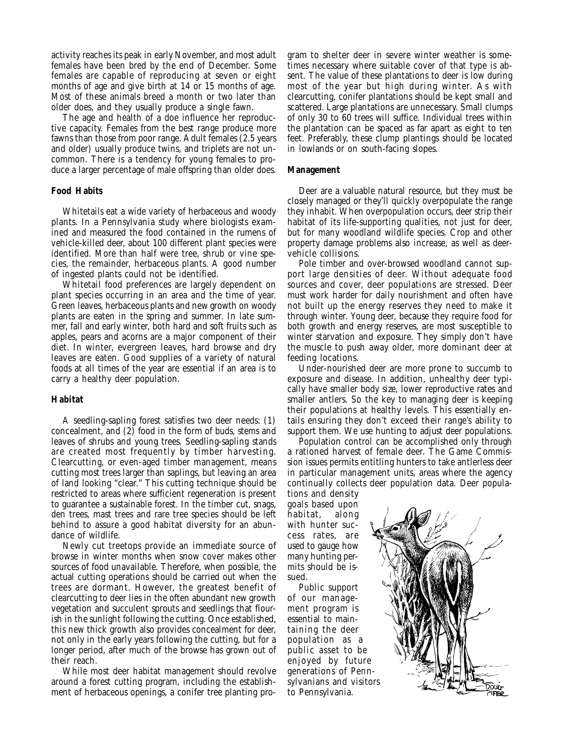activity reaches its peak in early November, and most adult females have been bred by the end of December. Some females are capable of reproducing at seven or eight months of age and give birth at 14 or 15 months of age. Most of these animals breed a month or two later than older does, and they usually produce a single fawn.

The age and health of a doe influence her reproductive capacity. Females from the best range produce more fawns than those from poor range. Adult females (2.5 years and older) usually produce twins, and triplets are not uncommon. There is a tendency for young females to produce a larger percentage of male offspring than older does.

**Food Habits**

Whitetails eat a wide variety of herbaceous and woody plants. In a Pennsylvania study where biologists examined and measured the food contained in the rumens of vehicle-killed deer, about 100 different plant species were identified. More than half were tree, shrub or vine species, the remainder, herbaceous plants. A good number of ingested plants could not be identified.

Whitetail food preferences are largely dependent on plant species occurring in an area and the time of year. Green leaves, herbaceous plants and new growth on woody plants are eaten in the spring and summer. In late summer, fall and early winter, both hard and soft fruits such as apples, pears and acorns are a major component of their diet. In winter, evergreen leaves, hard browse and dry leaves are eaten. Good supplies of a variety of natural foods at all times of the year are essential if an area is to carry a healthy deer population.

**Habitat**

A seedling-sapling forest satisfies two deer needs: (1) concealment, and (2) food in the form of buds, stems and leaves of shrubs and young trees. Seedling-sapling stands are created most frequently by timber harvesting. Clearcutting, or even-aged timber management, means cutting most trees larger than saplings, but leaving an area of land looking "clear." This cutting technique should be restricted to areas where sufficient regeneration is present to guarantee a sustainable forest. In the timber cut, snags, den trees, mast trees and rare tree species should be left behind to assure a good habitat diversity for an abundance of wildlife.

Newly cut treetops provide an immediate source of browse in winter months when snow cover makes other sources of food unavailable. Therefore, when possible, the actual cutting operations should be carried out when the trees are dormant. However, the greatest benefit of clearcutting to deer lies in the often abundant new growth vegetation and succulent sprouts and seedlings that flourish in the sunlight following the cutting. Once established, this new thick growth also provides concealment for deer, not only in the early years following the cutting, but for a longer period, after much of the browse has grown out of their reach.

While most deer habitat management should revolve around a forest cutting program, including the establishment of herbaceous openings, a conifer tree planting program to shelter deer in severe winter weather is sometimes necessary where suitable cover of that type is absent. The value of these plantations to deer is low during most of the year but high during winter. As with clearcutting, conifer plantations should be kept small and scattered. Large plantations are unnecessary. Small clumps of only 30 to 60 trees will suffice. Individual trees within the plantation can be spaced as far apart as eight to ten feet. Preferably, these clump plantings should be located in lowlands or on south-facing slopes.

**Management**

Deer are a valuable natural resource, but they must be closely managed or they'll quickly overpopulate the range they inhabit. When overpopulation occurs, deer strip their habitat of its life-supporting qualities, not just for deer, but for many woodland wildlife species. Crop and other property damage problems also increase, as well as deer-vehicle collisions.

Pole timber and over-browsed woodland cannot support large densities of deer. Without adequate food sources and cover, deer populations are stressed. Deer must work harder for daily nourishment and often have not built up the energy reserves they need to make it through winter. Young deer, because they require food for both growth and energy reserves, are most susceptible to winter starvation and exposure. They simply don't have the muscle to push away older, more dominant deer at feeding locations.

Under-nourished deer are more prone to succumb to exposure and disease. In addition, unhealthy deer typically have smaller body size, lower reproductive rates and smaller antlers. So the key to managing deer is keeping their populations at healthy levels. This essentially entails ensuring they don't exceed their range's ability to support them. We use hunting to adjust deer populations.

Population control can be accomplished only through a rationed harvest of female deer. The Game Commission issues permits entitling hunters to take antlerless deer in particular management units, areas where the agency continually collects deer population data. Deer populations and density goals based upon habitat, along with hunter success rates, are used to gauge how many hunting permits should be issued.

Public support of our management program is essential to maintaining the deer population as a public asset to be enjoyed by future generations of Pennsylvanians and visitors to Pennsylvania.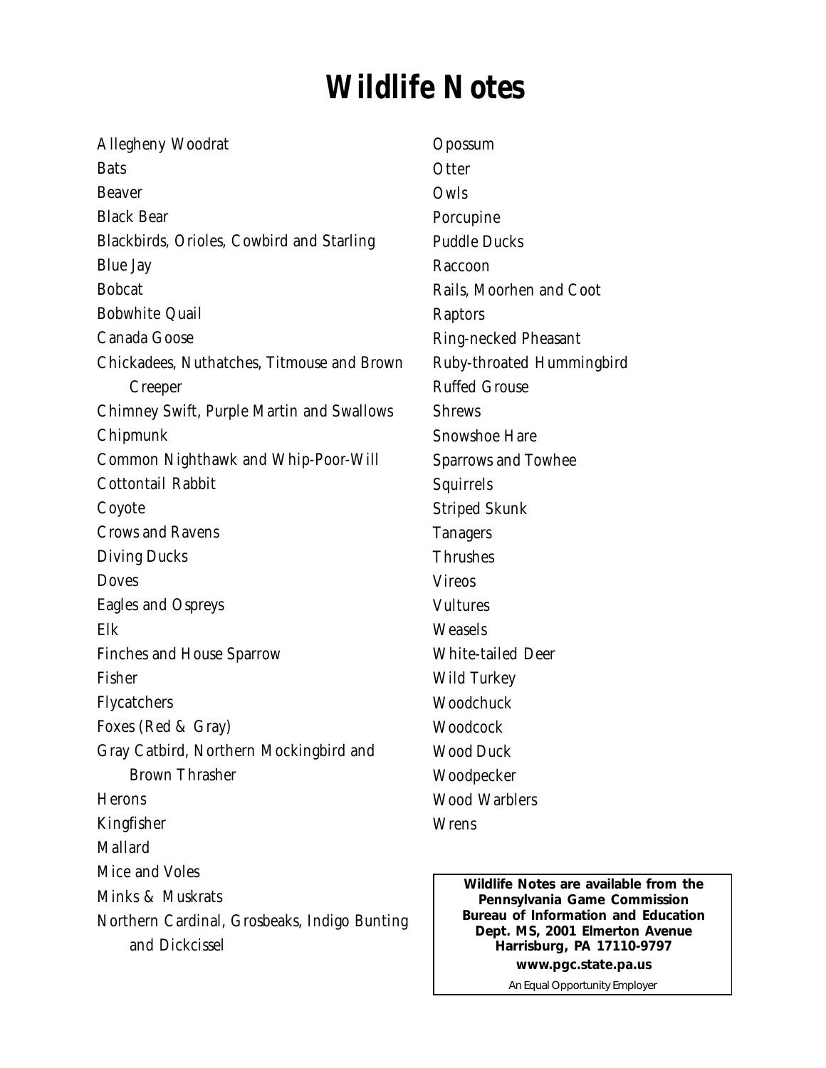# Wildlife Notes

Allegheny Woodrat
Bats
Beaver
Black Bear
Blackbirds, Orioles, Cowbird and Starling
Blue Jay
Bobcat
Bobwhite Quail
Canada Goose
Chickadees, Nuthatches, Titmouse and Brown Creeper
Chimney Swift, Purple Martin and Swallows
Chipmunk
Common Nighthawk and Whip-Poor-Will
Cottontail Rabbit
Coyote
Crows and Ravens
Diving Ducks
Doves
Eagles and Ospreys
Elk
Finches and House Sparrow
Fisher
Flycatchers
Foxes (Red & Gray)
Gray Catbird, Northern Mockingbird and Brown Thrasher
Herons
Kingfisher
Mallard
Mice and Voles
Minks & Muskrats
Northern Cardinal, Grosbeaks, Indigo Bunting and Dickcissel
Opossum
Otter
Owls
Porcupine
Puddle Ducks
Raccoon
Rails, Moorhen and Coot
Raptors
Ring-necked Pheasant
Ruby-throated Hummingbird
Ruffed Grouse
Shrews
Snowshoe Hare
Sparrows and Towhee
Squirrels
Striped Skunk
Tanagers
Thrushes
Vireos
Vultures
Weasels
White-tailed Deer
Wild Turkey
Woodchuck
Woodcock
Wood Duck
Woodpecker
Wood Warblers
Wrens

**Wildlife Notes are available from the Pennsylvania Game Commission Bureau of Information and Education Dept. MS, 2001 Elmerton Avenue Harrisburg, PA 17110-9797**

**www.pgc.state.pa.us**

An Equal Opportunity Employer